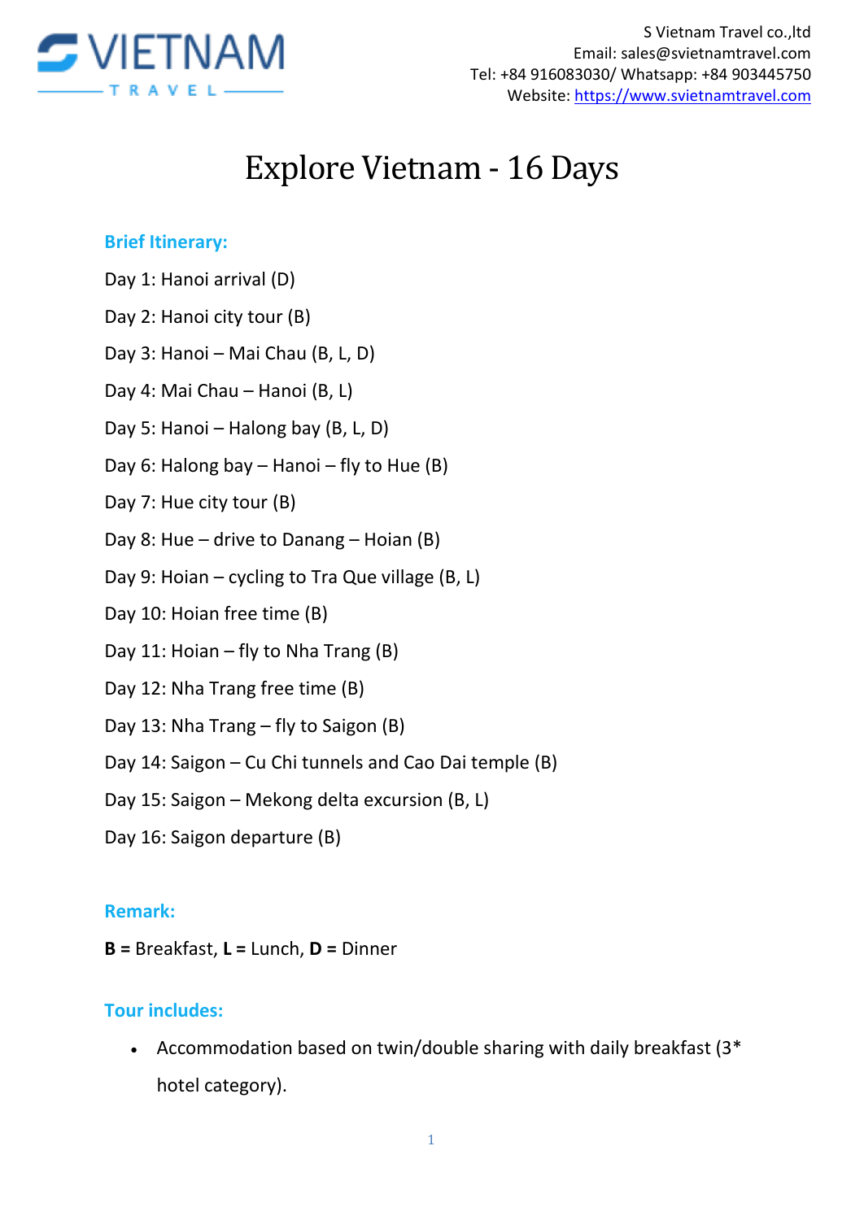S Vietnam Travel co.,ltd
Email: sales@svietnamtravel.com
Tel: +84 916083030/ Whatsapp: +84 903445750
Website: https://www.svietnamtravel.com

# Explore Vietnam - 16 Days

## Brief Itinerary:

Day 1: Hanoi arrival (D)

Day 2: Hanoi city tour (B)

Day 3: Hanoi – Mai Chau (B, L, D)

Day 4: Mai Chau – Hanoi (B, L)

Day 5: Hanoi – Halong bay (B, L, D)

Day 6: Halong bay – Hanoi – fly to Hue (B)

Day 7: Hue city tour (B)

Day 8: Hue – drive to Danang – Hoian (B)

Day 9: Hoian – cycling to Tra Que village (B, L)

Day 10: Hoian free time (B)

Day 11: Hoian – fly to Nha Trang (B)

Day 12: Nha Trang free time (B)

Day 13: Nha Trang – fly to Saigon (B)

Day 14: Saigon – Cu Chi tunnels and Cao Dai temple (B)

Day 15: Saigon – Mekong delta excursion (B, L)

Day 16: Saigon departure (B)

## Remark:

**B =** Breakfast, **L =** Lunch, **D =** Dinner

## Tour includes:

- Accommodation based on twin/double sharing with daily breakfast (3* hotel category).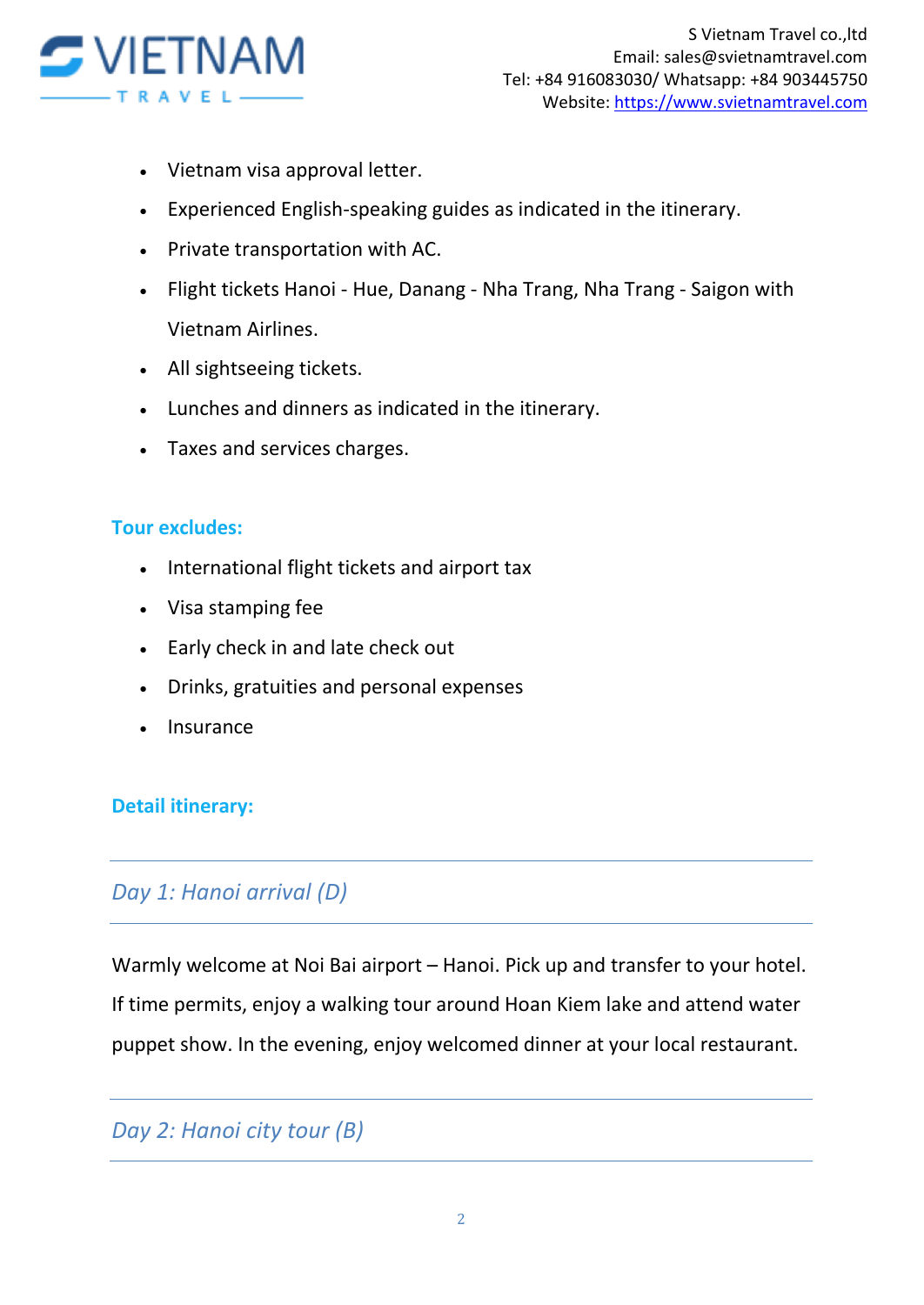- Vietnam visa approval letter.
- Experienced English-speaking guides as indicated in the itinerary.
- Private transportation with AC.
- Flight tickets Hanoi - Hue, Danang - Nha Trang, Nha Trang - Saigon with Vietnam Airlines.
- All sightseeing tickets.
- Lunches and dinners as indicated in the itinerary.
- Taxes and services charges.

**Tour excludes:**

- International flight tickets and airport tax
- Visa stamping fee
- Early check in and late check out
- Drinks, gratuities and personal expenses
- Insurance

**Detail itinerary:**

---

## *Day 1: Hanoi arrival (D)*

---

Warmly welcome at Noi Bai airport – Hanoi. Pick up and transfer to your hotel. If time permits, enjoy a walking tour around Hoan Kiem lake and attend water puppet show. In the evening, enjoy welcomed dinner at your local restaurant.

---

## *Day 2: Hanoi city tour (B)*

---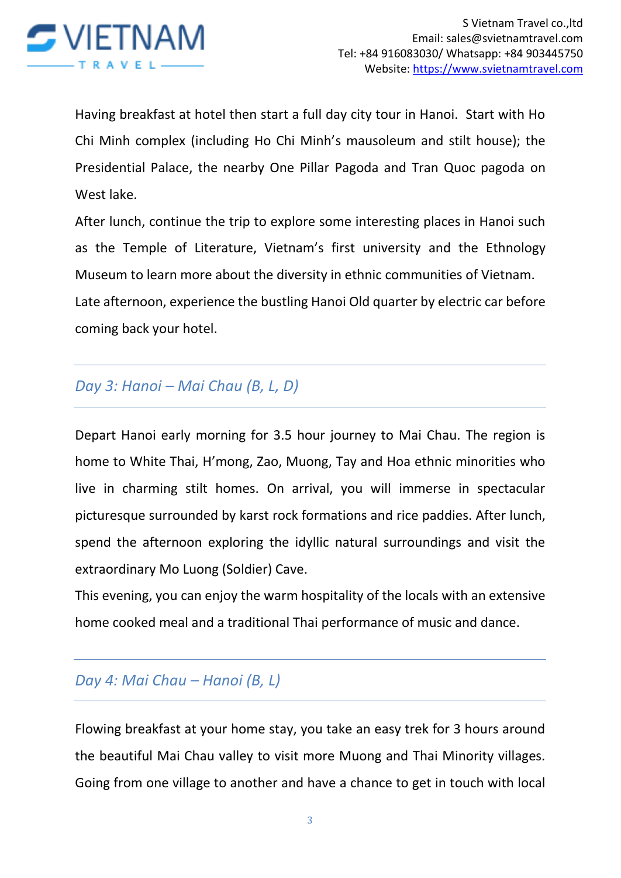Having breakfast at hotel then start a full day city tour in Hanoi.  Start with Ho Chi Minh complex (including Ho Chi Minh's mausoleum and stilt house); the Presidential Palace, the nearby One Pillar Pagoda and Tran Quoc pagoda on West lake.

After lunch, continue the trip to explore some interesting places in Hanoi such as the Temple of Literature, Vietnam's first university and the Ethnology Museum to learn more about the diversity in ethnic communities of Vietnam.

Late afternoon, experience the bustling Hanoi Old quarter by electric car before coming back your hotel.

---

## *Day 3: Hanoi – Mai Chau (B, L, D)*

---

Depart Hanoi early morning for 3.5 hour journey to Mai Chau. The region is home to White Thai, H'mong, Zao, Muong, Tay and Hoa ethnic minorities who live in charming stilt homes. On arrival, you will immerse in spectacular picturesque surrounded by karst rock formations and rice paddies. After lunch, spend the afternoon exploring the idyllic natural surroundings and visit the extraordinary Mo Luong (Soldier) Cave.

This evening, you can enjoy the warm hospitality of the locals with an extensive home cooked meal and a traditional Thai performance of music and dance.

---

## *Day 4: Mai Chau – Hanoi (B, L)*

---

Flowing breakfast at your home stay, you take an easy trek for 3 hours around the beautiful Mai Chau valley to visit more Muong and Thai Minority villages. Going from one village to another and have a chance to get in touch with local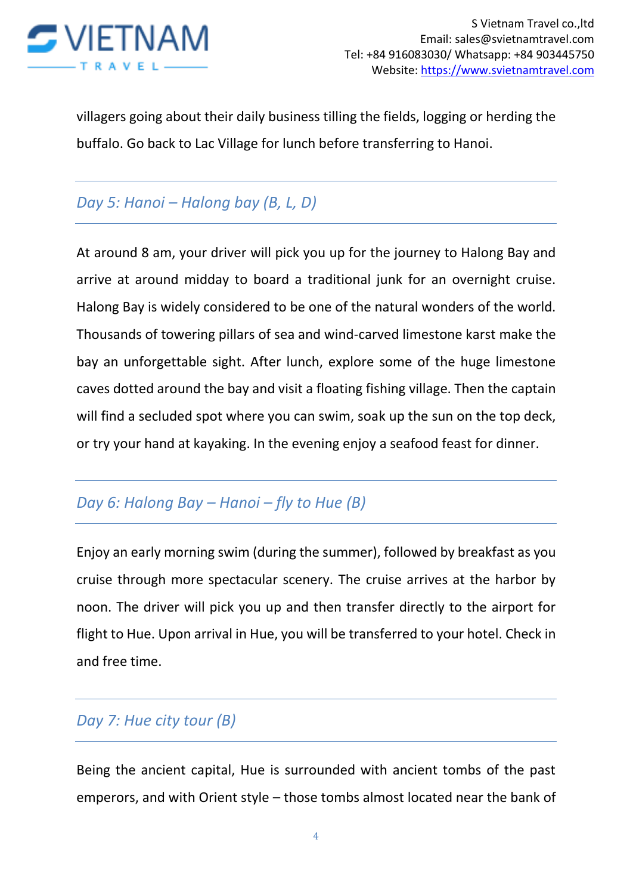villagers going about their daily business tilling the fields, logging or herding the buffalo. Go back to Lac Village for lunch before transferring to Hanoi.

### *Day 5: Hanoi – Halong bay (B, L, D)*

At around 8 am, your driver will pick you up for the journey to Halong Bay and arrive at around midday to board a traditional junk for an overnight cruise. Halong Bay is widely considered to be one of the natural wonders of the world. Thousands of towering pillars of sea and wind-carved limestone karst make the bay an unforgettable sight. After lunch, explore some of the huge limestone caves dotted around the bay and visit a floating fishing village. Then the captain will find a secluded spot where you can swim, soak up the sun on the top deck, or try your hand at kayaking. In the evening enjoy a seafood feast for dinner.

### *Day 6: Halong Bay – Hanoi – fly to Hue (B)*

Enjoy an early morning swim (during the summer), followed by breakfast as you cruise through more spectacular scenery. The cruise arrives at the harbor by noon. The driver will pick you up and then transfer directly to the airport for flight to Hue. Upon arrival in Hue, you will be transferred to your hotel. Check in and free time.

### *Day 7: Hue city tour (B)*

Being the ancient capital, Hue is surrounded with ancient tombs of the past emperors, and with Orient style – those tombs almost located near the bank of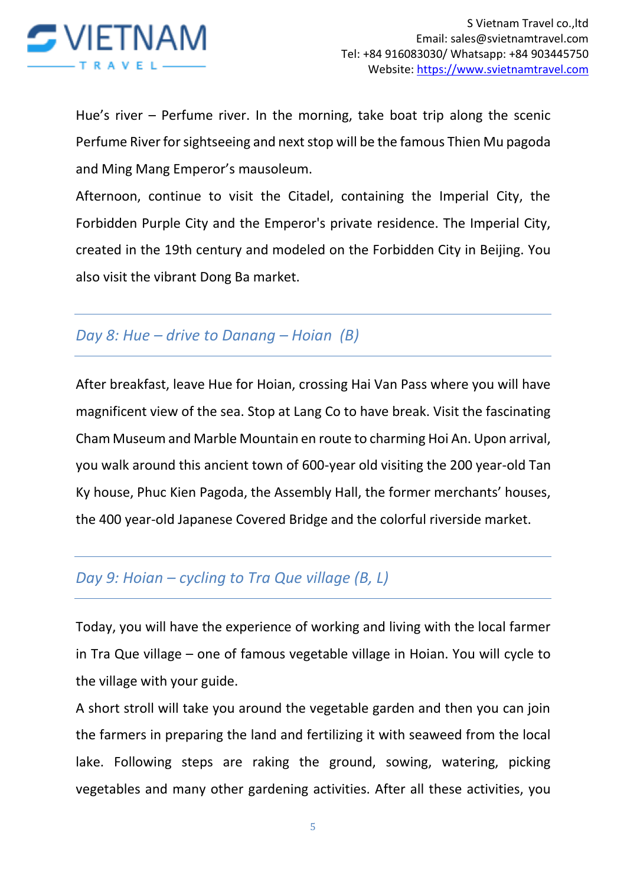Hue's river – Perfume river. In the morning, take boat trip along the scenic Perfume River for sightseeing and next stop will be the famous Thien Mu pagoda and Ming Mang Emperor's mausoleum.

Afternoon, continue to visit the Citadel, containing the Imperial City, the Forbidden Purple City and the Emperor's private residence. The Imperial City, created in the 19th century and modeled on the Forbidden City in Beijing. You also visit the vibrant Dong Ba market.

---

### *Day 8: Hue – drive to Danang – Hoian (B)*

---

After breakfast, leave Hue for Hoian, crossing Hai Van Pass where you will have magnificent view of the sea. Stop at Lang Co to have break. Visit the fascinating Cham Museum and Marble Mountain en route to charming Hoi An. Upon arrival, you walk around this ancient town of 600-year old visiting the 200 year-old Tan Ky house, Phuc Kien Pagoda, the Assembly Hall, the former merchants' houses, the 400 year-old Japanese Covered Bridge and the colorful riverside market.

---

### *Day 9: Hoian – cycling to Tra Que village (B, L)*

---

Today, you will have the experience of working and living with the local farmer in Tra Que village – one of famous vegetable village in Hoian. You will cycle to the village with your guide.

A short stroll will take you around the vegetable garden and then you can join the farmers in preparing the land and fertilizing it with seaweed from the local lake. Following steps are raking the ground, sowing, watering, picking vegetables and many other gardening activities. After all these activities, you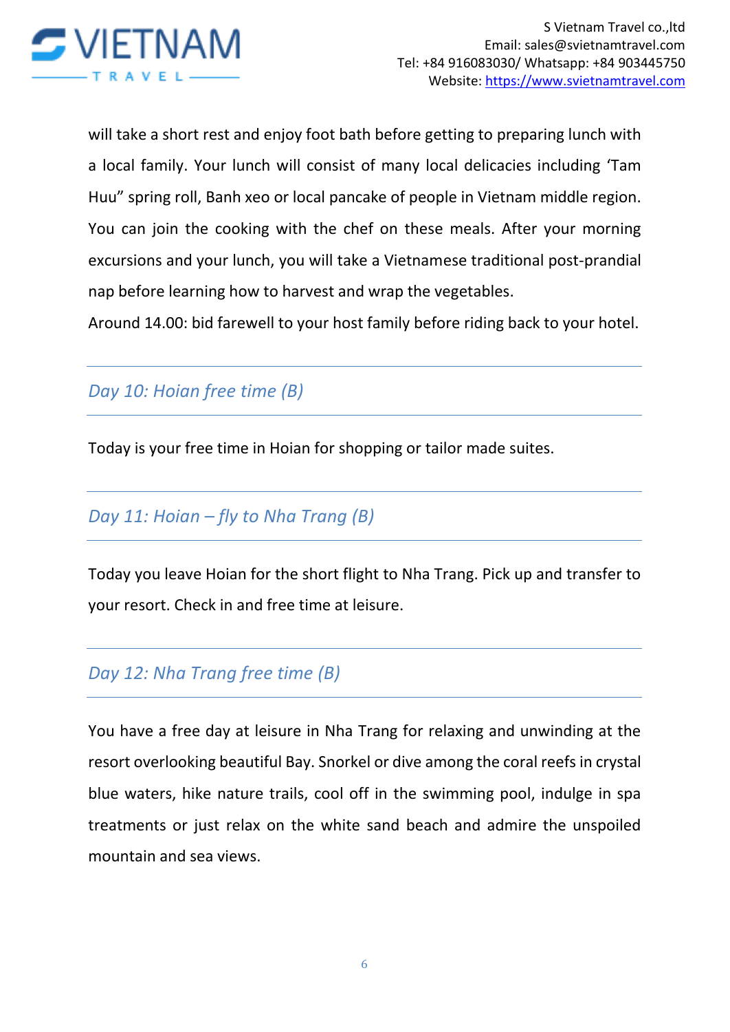will take a short rest and enjoy foot bath before getting to preparing lunch with a local family. Your lunch will consist of many local delicacies including ‘Tam Huu” spring roll, Banh xeo or local pancake of people in Vietnam middle region. You can join the cooking with the chef on these meals. After your morning excursions and your lunch, you will take a Vietnamese traditional post-prandial nap before learning how to harvest and wrap the vegetables.

Around 14.00: bid farewell to your host family before riding back to your hotel.

## *Day 10: Hoian free time (B)*

Today is your free time in Hoian for shopping or tailor made suites.

## *Day 11: Hoian – fly to Nha Trang (B)*

Today you leave Hoian for the short flight to Nha Trang. Pick up and transfer to your resort. Check in and free time at leisure.

## *Day 12: Nha Trang free time (B)*

You have a free day at leisure in Nha Trang for relaxing and unwinding at the resort overlooking beautiful Bay. Snorkel or dive among the coral reefs in crystal blue waters, hike nature trails, cool off in the swimming pool, indulge in spa treatments or just relax on the white sand beach and admire the unspoiled mountain and sea views.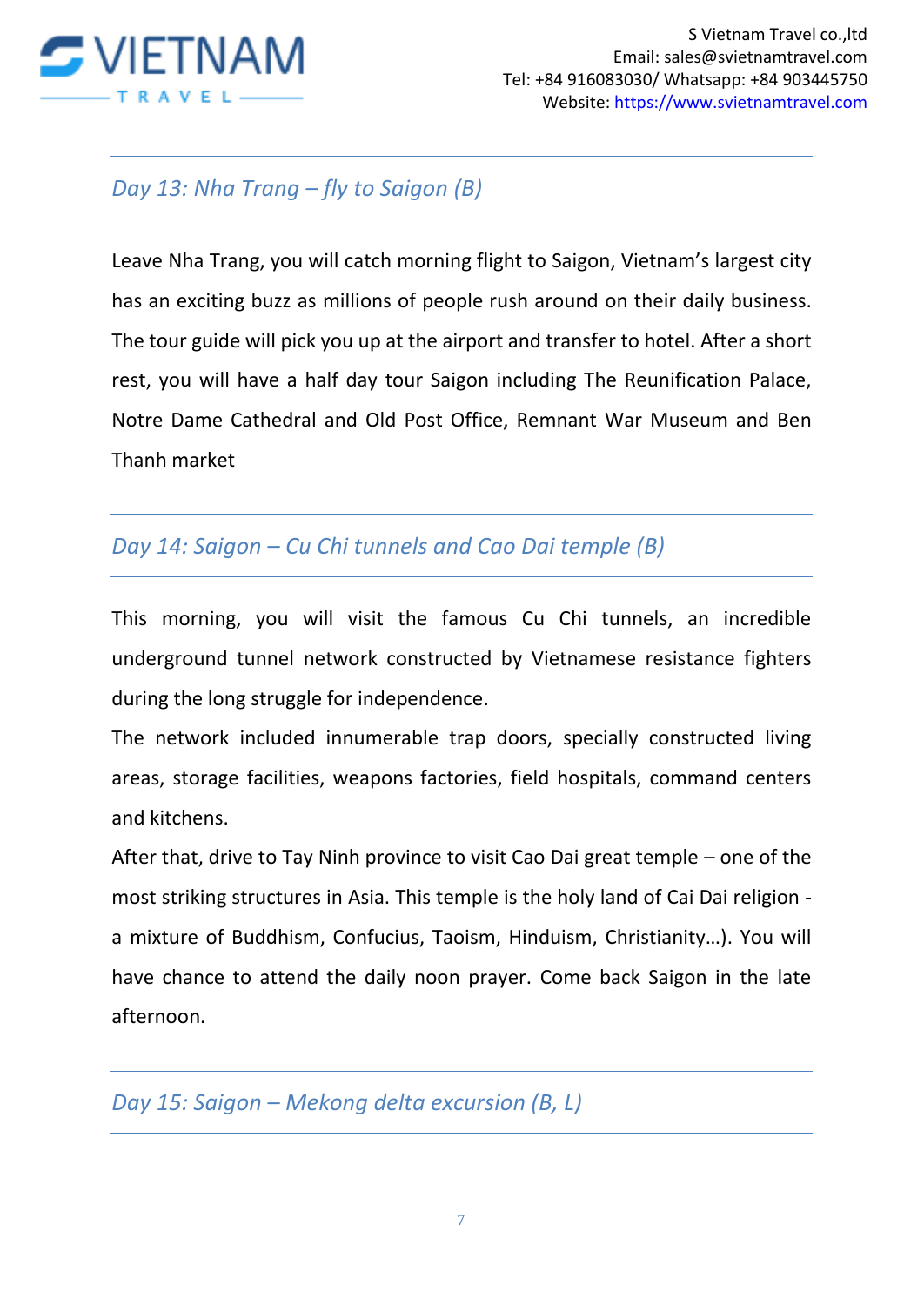### *Day 13: Nha Trang – fly to Saigon (B)*

Leave Nha Trang, you will catch morning flight to Saigon, Vietnam's largest city has an exciting buzz as millions of people rush around on their daily business. The tour guide will pick you up at the airport and transfer to hotel. After a short rest, you will have a half day tour Saigon including The Reunification Palace, Notre Dame Cathedral and Old Post Office, Remnant War Museum and Ben Thanh market

### *Day 14: Saigon – Cu Chi tunnels and Cao Dai temple (B)*

This morning, you will visit the famous Cu Chi tunnels, an incredible underground tunnel network constructed by Vietnamese resistance fighters during the long struggle for independence.

The network included innumerable trap doors, specially constructed living areas, storage facilities, weapons factories, field hospitals, command centers and kitchens.

After that, drive to Tay Ninh province to visit Cao Dai great temple – one of the most striking structures in Asia. This temple is the holy land of Cai Dai religion - a mixture of Buddhism, Confucius, Taoism, Hinduism, Christianity…). You will have chance to attend the daily noon prayer. Come back Saigon in the late afternoon.

### *Day 15: Saigon – Mekong delta excursion (B, L)*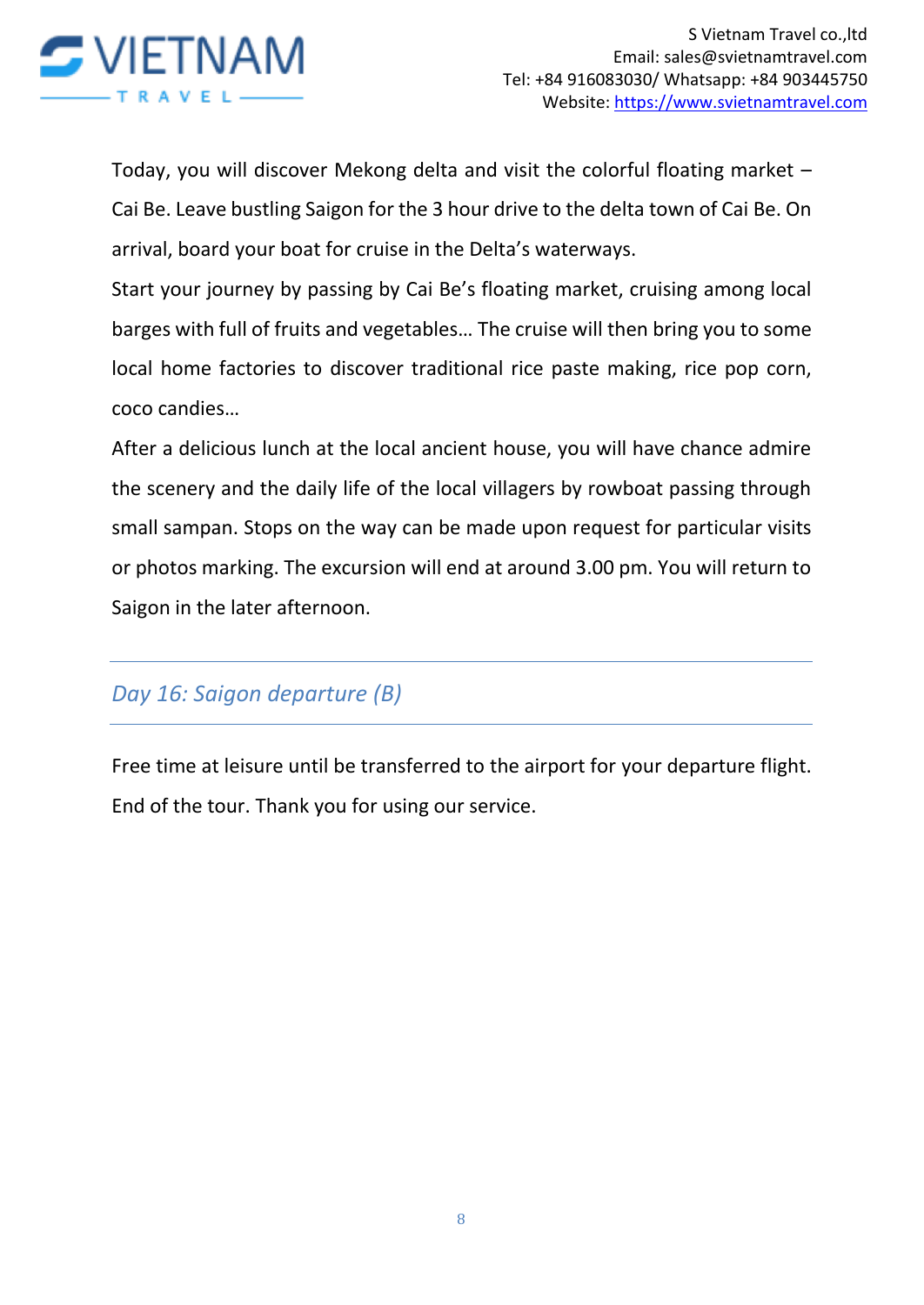Today, you will discover Mekong delta and visit the colorful floating market – Cai Be. Leave bustling Saigon for the 3 hour drive to the delta town of Cai Be. On arrival, board your boat for cruise in the Delta's waterways.

Start your journey by passing by Cai Be's floating market, cruising among local barges with full of fruits and vegetables… The cruise will then bring you to some local home factories to discover traditional rice paste making, rice pop corn, coco candies…

After a delicious lunch at the local ancient house, you will have chance admire the scenery and the daily life of the local villagers by rowboat passing through small sampan. Stops on the way can be made upon request for particular visits or photos marking. The excursion will end at around 3.00 pm. You will return to Saigon in the later afternoon.

## *Day 16: Saigon departure (B)*

Free time at leisure until be transferred to the airport for your departure flight. End of the tour. Thank you for using our service.